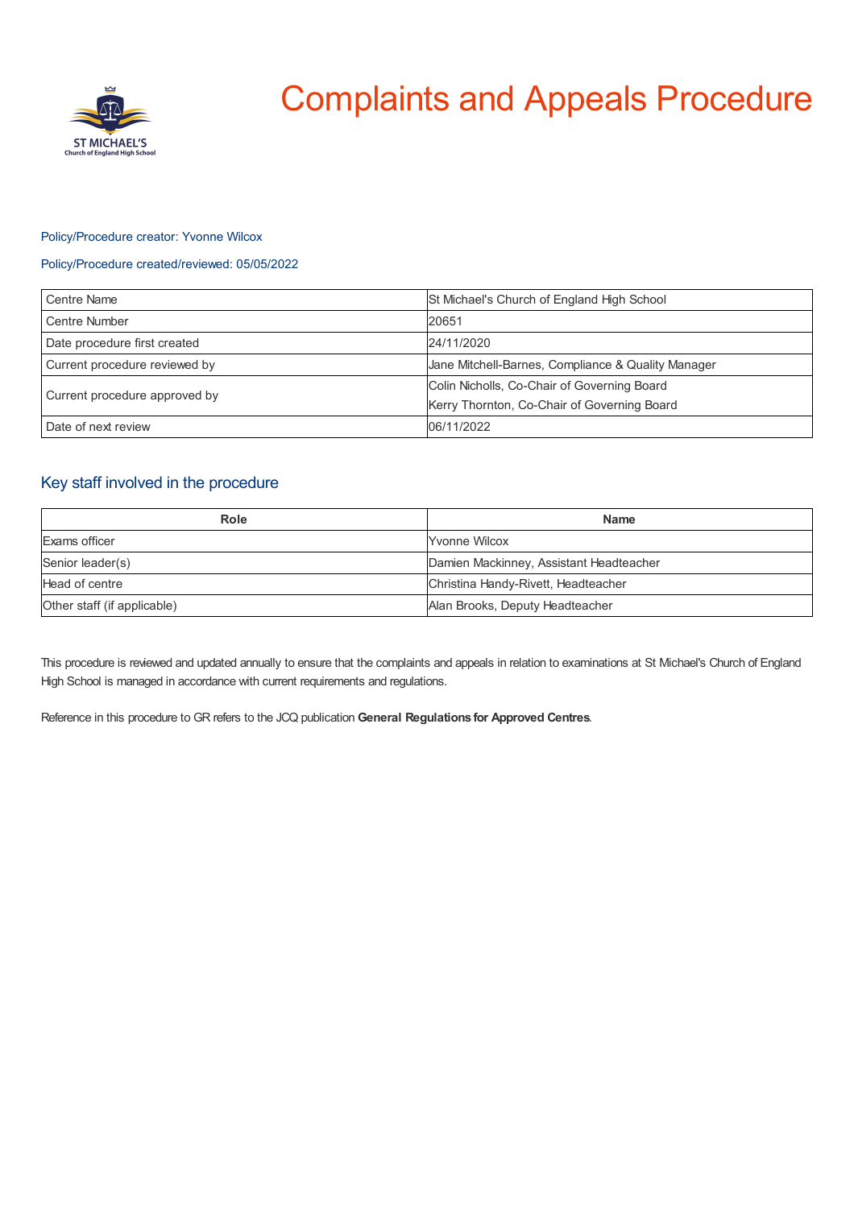# Complaints and Appeals Procedure

Policy/Procedure creator: Yvonne Wilcox

Policy/Procedure created/reviewed: 05/05/2022

| Centre Name | St Michael's Church of England High School |
|---|---|
| Centre Number | 20651 |
| Date procedure first created | 24/11/2020 |
| Current procedure reviewed by | Jane Mitchell-Barnes, Compliance & Quality Manager |
| Current procedure approved by | Colin Nicholls, Co-Chair of Governing Board<br>Kerry Thornton, Co-Chair of Governing Board |
| Date of next review | 06/11/2022 |

## Key staff involved in the procedure

| Role | Name |
|---|---|
| Exams officer | Yvonne Wilcox |
| Senior leader(s) | Damien Mackinney, Assistant Headteacher |
| Head of centre | Christina Handy-Rivett, Headteacher |
| Other staff (if applicable) | Alan Brooks, Deputy Headteacher |

This procedure is reviewed and updated annually to ensure that the complaints and appeals in relation to examinations at St Michael's Church of England High School is managed in accordance with current requirements and regulations.

Reference in this procedure to GR refers to the JCQ publication **General Regulations for Approved Centres**.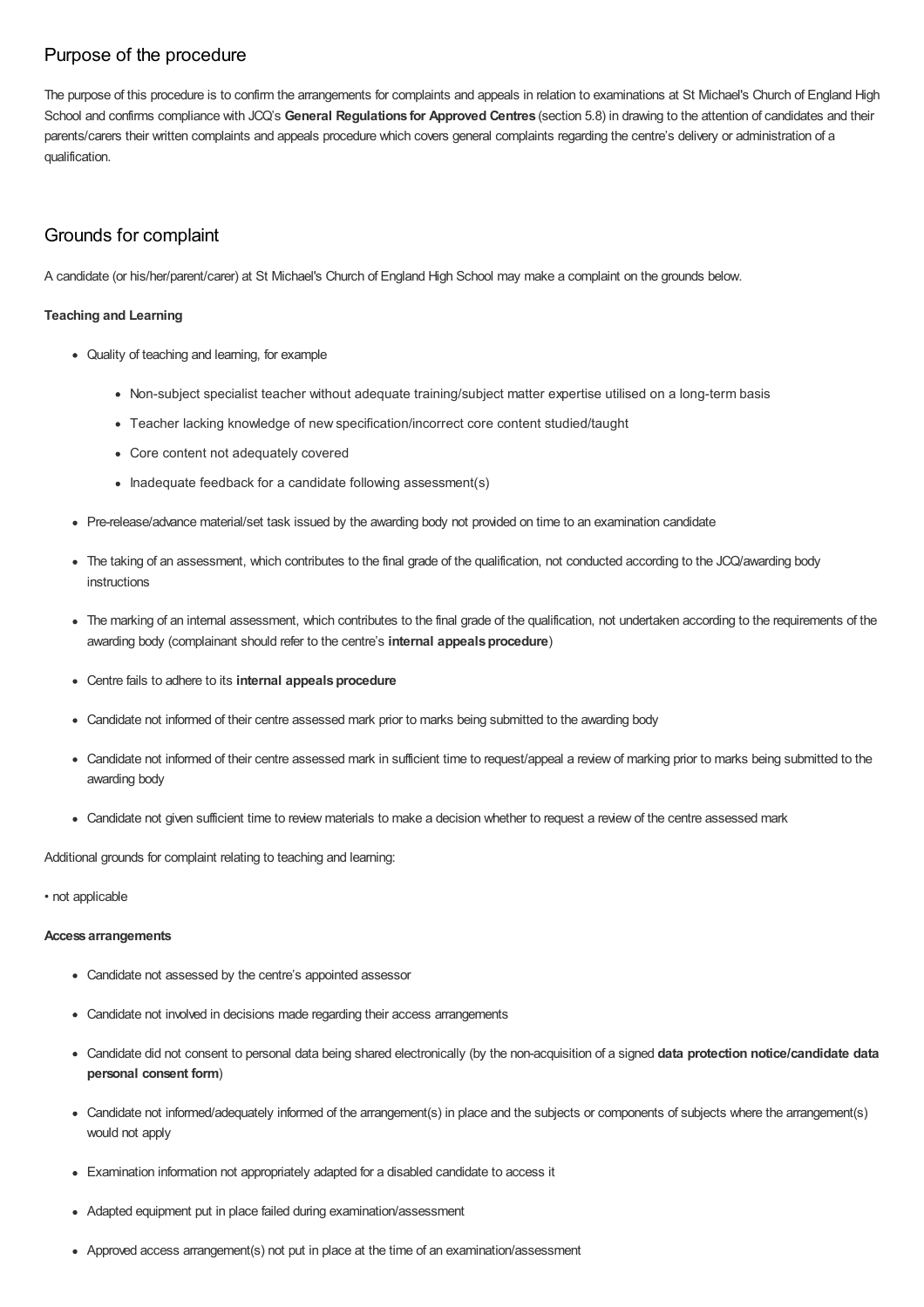## Purpose of the procedure

The purpose of this procedure is to confirm the arrangements for complaints and appeals in relation to examinations at St Michael's Church of England High School and confirms compliance with JCQ's **General Regulations for Approved Centres** (section 5.8) in drawing to the attention of candidates and their parents/carers their written complaints and appeals procedure which covers general complaints regarding the centre's delivery or administration of a qualification.

## Grounds for complaint

A candidate (or his/her/parent/carer) at St Michael's Church of England High School may make a complaint on the grounds below.

**Teaching and Learning**

- Quality of teaching and learning, for example
  - Non-subject specialist teacher without adequate training/subject matter expertise utilised on a long-term basis
  - Teacher lacking knowledge of new specification/incorrect core content studied/taught
  - Core content not adequately covered
  - Inadequate feedback for a candidate following assessment(s)
- Pre-release/advance material/set task issued by the awarding body not provided on time to an examination candidate
- The taking of an assessment, which contributes to the final grade of the qualification, not conducted according to the JCQ/awarding body instructions
- The marking of an internal assessment, which contributes to the final grade of the qualification, not undertaken according to the requirements of the awarding body (complainant should refer to the centre's **internal appeals procedure**)
- Centre fails to adhere to its **internal appeals procedure**
- Candidate not informed of their centre assessed mark prior to marks being submitted to the awarding body
- Candidate not informed of their centre assessed mark in sufficient time to request/appeal a review of marking prior to marks being submitted to the awarding body
- Candidate not given sufficient time to review materials to make a decision whether to request a review of the centre assessed mark

Additional grounds for complaint relating to teaching and learning:

• not applicable

**Access arrangements**

- Candidate not assessed by the centre's appointed assessor
- Candidate not involved in decisions made regarding their access arrangements
- Candidate did not consent to personal data being shared electronically (by the non-acquisition of a signed **data protection notice/candidate data personal consent form**)
- Candidate not informed/adequately informed of the arrangement(s) in place and the subjects or components of subjects where the arrangement(s) would not apply
- Examination information not appropriately adapted for a disabled candidate to access it
- Adapted equipment put in place failed during examination/assessment
- Approved access arrangement(s) not put in place at the time of an examination/assessment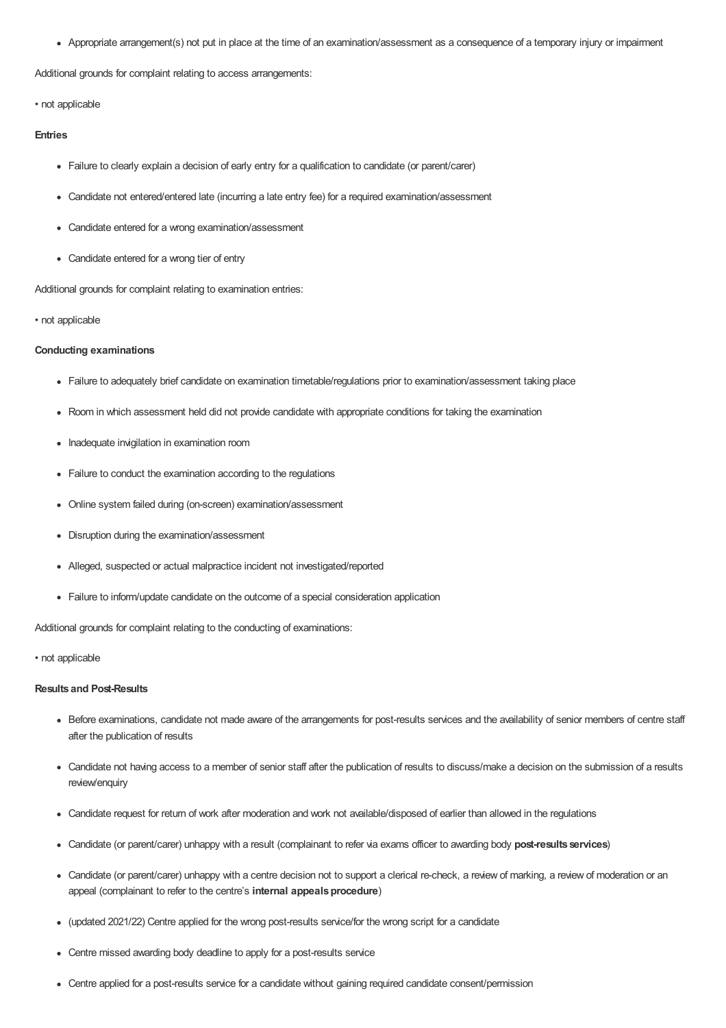- Appropriate arrangement(s) not put in place at the time of an examination/assessment as a consequence of a temporary injury or impairment

Additional grounds for complaint relating to access arrangements:

• not applicable

**Entries**

- Failure to clearly explain a decision of early entry for a qualification to candidate (or parent/carer)
- Candidate not entered/entered late (incurring a late entry fee) for a required examination/assessment
- Candidate entered for a wrong examination/assessment
- Candidate entered for a wrong tier of entry

Additional grounds for complaint relating to examination entries:

• not applicable

**Conducting examinations**

- Failure to adequately brief candidate on examination timetable/regulations prior to examination/assessment taking place
- Room in which assessment held did not provide candidate with appropriate conditions for taking the examination
- Inadequate invigilation in examination room
- Failure to conduct the examination according to the regulations
- Online system failed during (on-screen) examination/assessment
- Disruption during the examination/assessment
- Alleged, suspected or actual malpractice incident not investigated/reported
- Failure to inform/update candidate on the outcome of a special consideration application

Additional grounds for complaint relating to the conducting of examinations:

• not applicable

**Results and Post-Results**

- Before examinations, candidate not made aware of the arrangements for post-results services and the availability of senior members of centre staff after the publication of results
- Candidate not having access to a member of senior staff after the publication of results to discuss/make a decision on the submission of a results review/enquiry
- Candidate request for return of work after moderation and work not available/disposed of earlier than allowed in the regulations
- Candidate (or parent/carer) unhappy with a result (complainant to refer via exams officer to awarding body **post-results services**)
- Candidate (or parent/carer) unhappy with a centre decision not to support a clerical re-check, a review of marking, a review of moderation or an appeal (complainant to refer to the centre's **internal appeals procedure**)
- (updated 2021/22) Centre applied for the wrong post-results service/for the wrong script for a candidate
- Centre missed awarding body deadline to apply for a post-results service
- Centre applied for a post-results service for a candidate without gaining required candidate consent/permission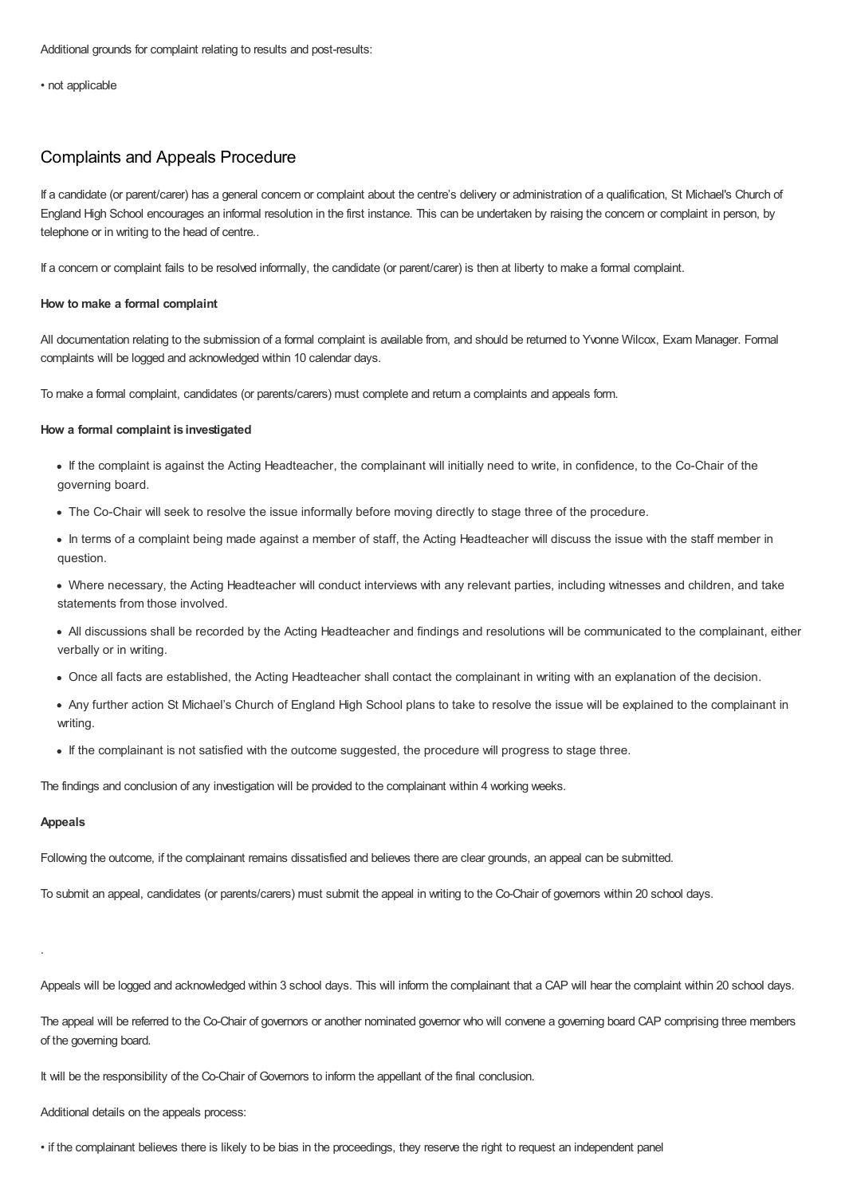Additional grounds for complaint relating to results and post-results:

• not applicable

## Complaints and Appeals Procedure

If a candidate (or parent/carer) has a general concern or complaint about the centre's delivery or administration of a qualification, St Michael's Church of England High School encourages an informal resolution in the first instance. This can be undertaken by raising the concern or complaint in person, by telephone or in writing to the head of centre..

If a concern or complaint fails to be resolved informally, the candidate (or parent/carer) is then at liberty to make a formal complaint.

**How to make a formal complaint**

All documentation relating to the submission of a formal complaint is available from, and should be returned to Yvonne Wilcox, Exam Manager. Formal complaints will be logged and acknowledged within 10 calendar days.

To make a formal complaint, candidates (or parents/carers) must complete and return a complaints and appeals form.

**How a formal complaint is investigated**

- If the complaint is against the Acting Headteacher, the complainant will initially need to write, in confidence, to the Co-Chair of the governing board.
- The Co-Chair will seek to resolve the issue informally before moving directly to stage three of the procedure.
- In terms of a complaint being made against a member of staff, the Acting Headteacher will discuss the issue with the staff member in question.
- Where necessary, the Acting Headteacher will conduct interviews with any relevant parties, including witnesses and children, and take statements from those involved.
- All discussions shall be recorded by the Acting Headteacher and findings and resolutions will be communicated to the complainant, either verbally or in writing.
- Once all facts are established, the Acting Headteacher shall contact the complainant in writing with an explanation of the decision.
- Any further action St Michael's Church of England High School plans to take to resolve the issue will be explained to the complainant in writing.
- If the complainant is not satisfied with the outcome suggested, the procedure will progress to stage three.

The findings and conclusion of any investigation will be provided to the complainant within 4 working weeks.

**Appeals**

Following the outcome, if the complainant remains dissatisfied and believes there are clear grounds, an appeal can be submitted.

To submit an appeal, candidates (or parents/carers) must submit the appeal in writing to the Co-Chair of governors within 20 school days.

.

Appeals will be logged and acknowledged within 3 school days. This will inform the complainant that a CAP will hear the complaint within 20 school days.

The appeal will be referred to the Co-Chair of governors or another nominated governor who will convene a governing board CAP comprising three members of the governing board.

It will be the responsibility of the Co-Chair of Governors to inform the appellant of the final conclusion.

Additional details on the appeals process:

• if the complainant believes there is likely to be bias in the proceedings, they reserve the right to request an independent panel